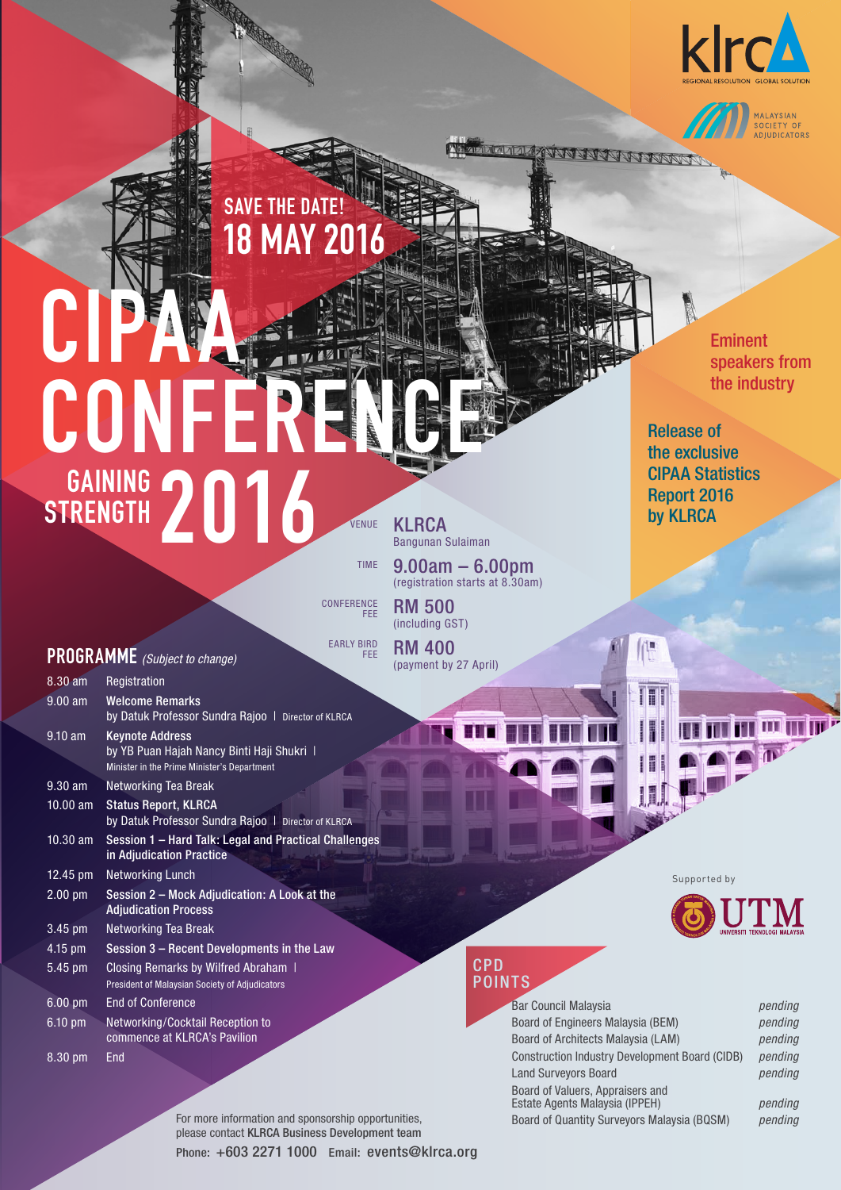klrca
REGIONAL RESOLUTION GLOBAL SOLUTION

MALAYSIAN SOCIETY OF ADJUDICATORS

## SAVE THE DATE!
## 18 MAY 2016

# CIPAA CONFERENCE
# GAINING STRENGTH 2016

Eminent speakers from the industry

Release of the exclusive CIPAA Statistics Report 2016 by KLRCA

| | |
|---|---|
| VENUE | **KLRCA** Bangunan Sulaiman |
| TIME | **9.00am – 6.00pm** (registration starts at 8.30am) |
| CONFERENCE FEE | **RM 500** (including GST) |
| EARLY BIRD FEE | **RM 400** (payment by 27 April) |

## PROGRAMME *(Subject to change)*

| Time | Item |
|---|---|
| 8.30 am | Registration |
| 9.00 am | **Welcome Remarks** by Datuk Professor Sundra Rajoo \| Director of KLRCA |
| 9.10 am | **Keynote Address** by YB Puan Hajah Nancy Binti Haji Shukri \| Minister in the Prime Minister's Department |
| 9.30 am | Networking Tea Break |
| 10.00 am | **Status Report, KLRCA** by Datuk Professor Sundra Rajoo \| Director of KLRCA |
| 10.30 am | **Session 1 – Hard Talk: Legal and Practical Challenges in Adjudication Practice** |
| 12.45 pm | Networking Lunch |
| 2.00 pm | **Session 2 – Mock Adjudication: A Look at the Adjudication Process** |
| 3.45 pm | Networking Tea Break |
| 4.15 pm | **Session 3 – Recent Developments in the Law** |
| 5.45 pm | Closing Remarks by Wilfred Abraham \| President of Malaysian Society of Adjudicators |
| 6.00 pm | End of Conference |
| 6.10 pm | Networking/Cocktail Reception to commence at KLRCA's Pavilion |
| 8.30 pm | End |

Supported by

UTM
UNIVERSITI TEKNOLOGI MALAYSIA

## CPD POINTS

| | |
|---|---|
| Bar Council Malaysia | *pending* |
| Board of Engineers Malaysia (BEM) | *pending* |
| Board of Architects Malaysia (LAM) | *pending* |
| Construction Industry Development Board (CIDB) | *pending* |
| Land Surveyors Board | *pending* |
| Board of Valuers, Appraisers and Estate Agents Malaysia (IPPEH) | *pending* |
| Board of Quantity Surveyors Malaysia (BQSM) | *pending* |

For more information and sponsorship opportunities, please contact **KLRCA Business Development team**

Phone: **+603 2271 1000** Email: **events@klrca.org**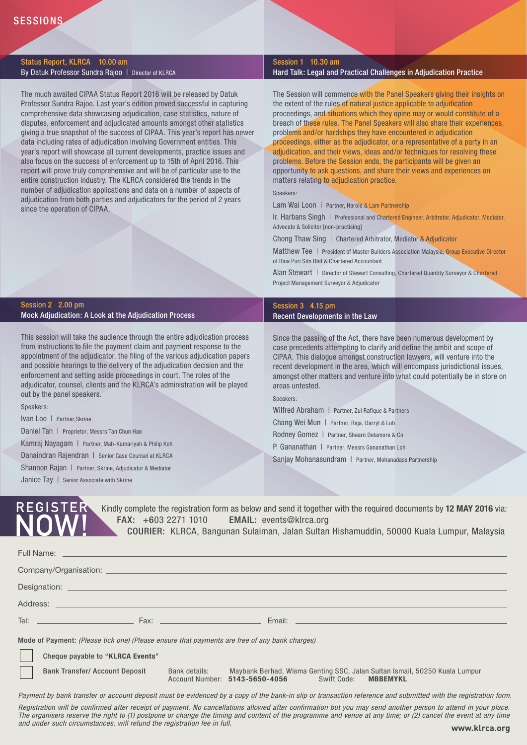# SESSIONS

## Status Report, KLRCA 10.00 am

By Datuk Professor Sundra Rajoo | Director of KLRCA

The much awaited CIPAA Status Report 2016 will be released by Datuk Professor Sundra Rajoo. Last year's edition proved successful in capturing comprehensive data showcasing adjudication, case statistics, nature of disputes, enforcement and adjudicated amounts amongst other statistics giving a true snapshot of the success of CIPAA. This year's report has newer data including rates of adjudication involving Government entities. This year's report will showcase all current developments, practice issues and also focus on the success of enforcement up to 15th of April 2016. This report will prove truly comprehensive and will be of particular use to the entire construction industry. The KLRCA considered the trends in the number of adjudication applications and data on a number of aspects of adjudication from both parties and adjudicators for the period of 2 years since the operation of CIPAA.

## Session 1 10.30 am

Hard Talk: Legal and Practical Challenges in Adjudication Practice

The Session will commence with the Panel Speakers giving their insights on the extent of the rules of natural justice applicable to adjudication proceedings, and situations which they opine may or would constitute of a breach of these rules. The Panel Speakers will also share their experiences, problems and/or hardships they have encountered in adjudication proceedings, either as the adjudicator, or a representative of a party in an adjudication, and their views, ideas and/or techniques for resolving these problems. Before the Session ends, the participants will be given an opportunity to ask questions, and share their views and experiences on matters relating to adjudication practice.

Speakers:

- Lam Wai Loon | Partner, Harold & Lam Partnership
- Ir. Harbans Singh | Professional and Chartered Engineer, Arbitrator, Adjudicator, Mediator, Advocate & Solicitor [non-practising]
- Chong Thaw Sing | Chartered Arbitrator, Mediator & Adjudicator
- Matthew Tee | President of Master Builders Association Malaysia, Group Executive Director of Bina Puri Sdn Bhd & Chartered Accountant
- Alan Stewart | Director of Stewart Consulting, Chartered Quantity Surveyor & Chartered Project Management Surveyor & Adjudicator

## Session 2 2.00 pm

Mock Adjudication: A Look at the Adjudication Process

This session will take the audience through the entire adjudication process from instructions to file the payment claim and payment response to the appointment of the adjudicator, the filing of the various adjudication papers and possible hearings to the delivery of the adjudication decision and the enforcement and setting aside proceedings in court. The roles of the adjudicator, counsel, clients and the KLRCA's administration will be played out by the panel speakers.

Speakers:

- Ivan Loo | Partner,Skrine
- Daniel Tan | Proprietor, Messrs Tan Chun Hao
- Kamraj Nayagam | Partner, Mah-Kamariyah & Philip Koh
- Danaindran Rajendran | Senior Case Counsel at KLRCA
- Shannon Rajan | Partner, Skrine, Adjudicator & Mediator
- Janice Tay | Senior Associate with Skrine

## Session 3 4.15 pm

Recent Developments in the Law

Since the passing of the Act, there have been numerous development by case precedents attempting to clarify and define the ambit and scope of CIPAA. This dialogue amongst construction lawyers, will venture into the recent development in the area, which will encompass jurisdictional issues, amongst other matters and venture into what could potentially be in store on areas untested.

Speakers:

- Wilfred Abraham | Partner, Zul Rafique & Partners
- Chang Wei Mun | Partner, Raja, Darryl & Loh
- Rodney Gomez | Partner, Shearn Delamore & Co
- P. Gananathan | Partner, Messrs Gananathan Loh
- Sanjay Mohanasundram | Partner, Mohanadass Partnership

# REGISTER NOW!

Kindly complete the registration form as below and send it together with the required documents by **12 MAY 2016** via:

**FAX:** +603 2271 1010 **EMAIL:** events@klrca.org

**COURIER:** KLRCA, Bangunan Sulaiman, Jalan Sultan Hishamuddin, 50000 Kuala Lumpur, Malaysia

Full Name: ______________________________

Company/Organisation: ______________________________

Designation: ______________________________

Address: ______________________________

Tel: ______________ Fax: ______________ Email: ______________

**Mode of Payment:** *(Please tick one) (Please ensure that payments are free of any bank charges)*

☐ **Cheque payable to "KLRCA Events"**

☐ **Bank Transfer/ Account Deposit** Bank details: Maybank Berhad, Wisma Genting SSC, Jalan Sultan Ismail, 50250 Kuala Lumpur
Account Number: **5143-5650-4056** Swift Code: **MBBEMYKL**

*Payment by bank transfer or account deposit must be evidenced by a copy of the bank-in slip or transaction reference and submitted with the registration form.*

*Registration will be confirmed after receipt of payment. No cancellations allowed after confirmation but you may send another person to attend in your place. The organisers reserve the right to (1) postpone or change the timing and content of the programme and venue at any time; or (2) cancel the event at any time and under such circumstances, will refund the registration fee in full.*

**www.klrca.org**